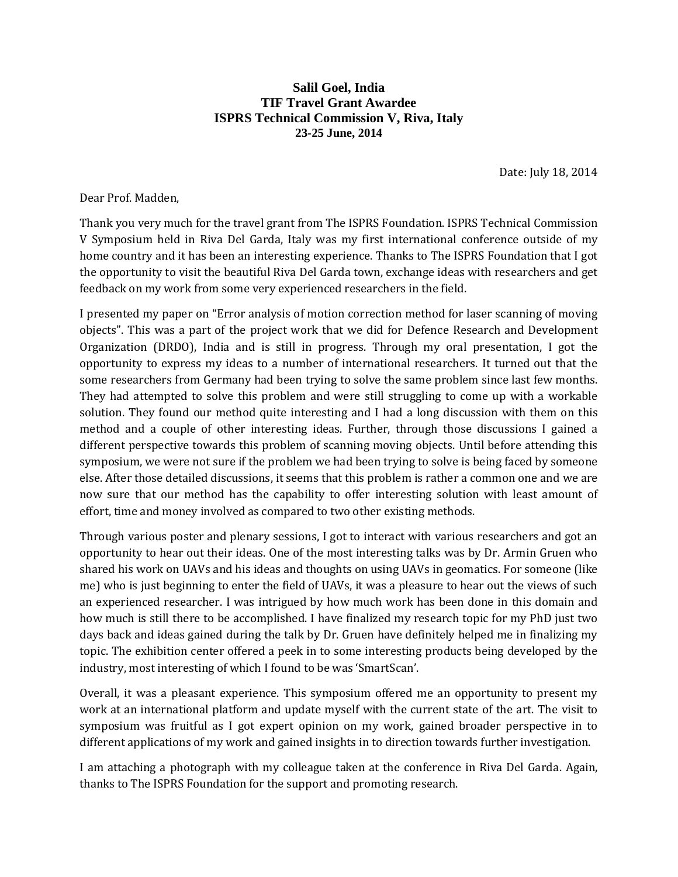**Salil Goel, India**
**TIF Travel Grant Awardee**
**ISPRS Technical Commission V, Riva, Italy**
**23-25 June, 2014**

Date: July 18, 2014

Dear Prof. Madden,

Thank you very much for the travel grant from The ISPRS Foundation. ISPRS Technical Commission V Symposium held in Riva Del Garda, Italy was my first international conference outside of my home country and it has been an interesting experience. Thanks to The ISPRS Foundation that I got the opportunity to visit the beautiful Riva Del Garda town, exchange ideas with researchers and get feedback on my work from some very experienced researchers in the field.

I presented my paper on "Error analysis of motion correction method for laser scanning of moving objects". This was a part of the project work that we did for Defence Research and Development Organization (DRDO), India and is still in progress. Through my oral presentation, I got the opportunity to express my ideas to a number of international researchers. It turned out that the some researchers from Germany had been trying to solve the same problem since last few months. They had attempted to solve this problem and were still struggling to come up with a workable solution. They found our method quite interesting and I had a long discussion with them on this method and a couple of other interesting ideas. Further, through those discussions I gained a different perspective towards this problem of scanning moving objects. Until before attending this symposium, we were not sure if the problem we had been trying to solve is being faced by someone else. After those detailed discussions, it seems that this problem is rather a common one and we are now sure that our method has the capability to offer interesting solution with least amount of effort, time and money involved as compared to two other existing methods.

Through various poster and plenary sessions, I got to interact with various researchers and got an opportunity to hear out their ideas. One of the most interesting talks was by Dr. Armin Gruen who shared his work on UAVs and his ideas and thoughts on using UAVs in geomatics. For someone (like me) who is just beginning to enter the field of UAVs, it was a pleasure to hear out the views of such an experienced researcher. I was intrigued by how much work has been done in this domain and how much is still there to be accomplished. I have finalized my research topic for my PhD just two days back and ideas gained during the talk by Dr. Gruen have definitely helped me in finalizing my topic. The exhibition center offered a peek in to some interesting products being developed by the industry, most interesting of which I found to be was 'SmartScan'.

Overall, it was a pleasant experience. This symposium offered me an opportunity to present my work at an international platform and update myself with the current state of the art. The visit to symposium was fruitful as I got expert opinion on my work, gained broader perspective in to different applications of my work and gained insights in to direction towards further investigation.

I am attaching a photograph with my colleague taken at the conference in Riva Del Garda. Again, thanks to The ISPRS Foundation for the support and promoting research.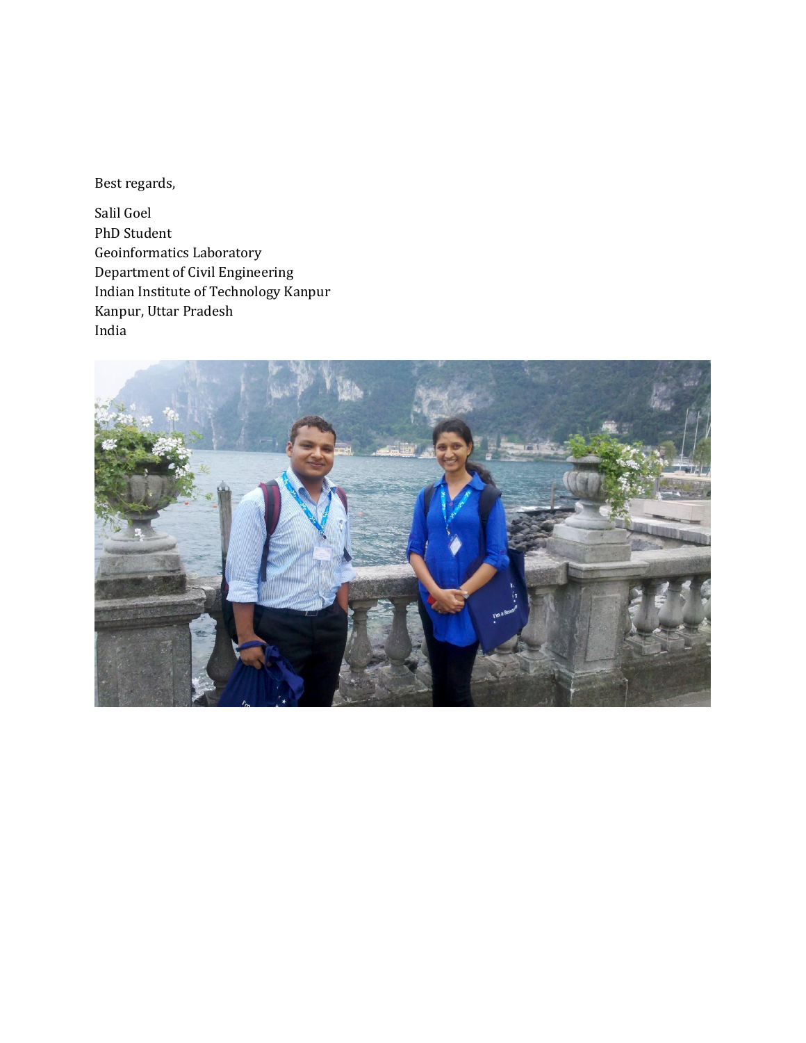Best regards,

Salil Goel
PhD Student
Geoinformatics Laboratory
Department of Civil Engineering
Indian Institute of Technology Kanpur
Kanpur, Uttar Pradesh
India